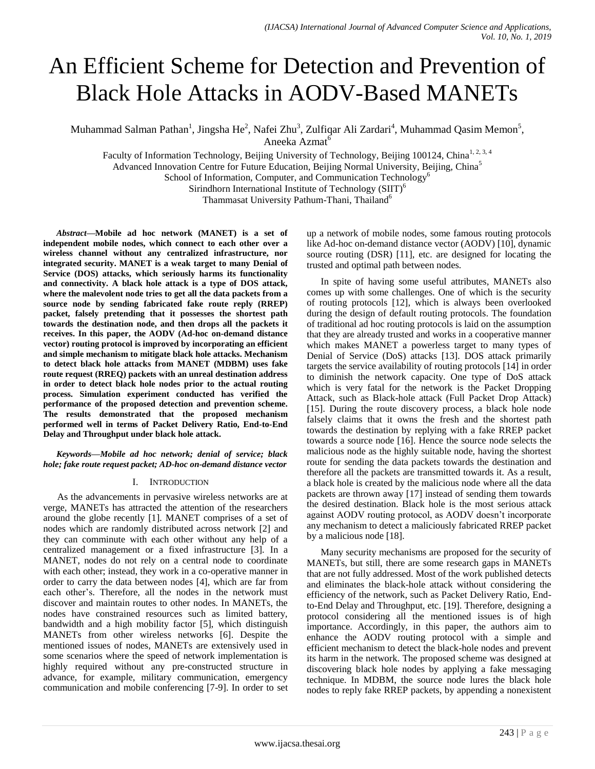# An Efficient Scheme for Detection and Prevention of Black Hole Attacks in AODV-Based MANETs

Muhammad Salman Pathan[1], Jingsha He[2], Nafei Zhu[3], Zulfiqar Ali Zardari[4], Muhammad Qasim Memon[5], Aneeka Azmat[6]

Faculty of Information Technology, Beijing University of Technology, Beijing 100124, China[1, 2, 3, 4]
Advanced Innovation Centre for Future Education, Beijing Normal University, Beijing, China[5]
School of Information, Computer, and Communication Technology[6]
Sirindhorn International Institute of Technology (SIIT)[6]
Thammasat University Pathum-Thani, Thailand[6]

***Abstract*—Mobile ad hoc network (MANET) is a set of independent mobile nodes, which connect to each other over a wireless channel without any centralized infrastructure, nor integrated security. MANET is a weak target to many Denial of Service (DOS) attacks, which seriously harms its functionality and connectivity. A black hole attack is a type of DOS attack, where the malevolent node tries to get all the data packets from a source node by sending fabricated fake route reply (RREP) packet, falsely pretending that it possesses the shortest path towards the destination node, and then drops all the packets it receives. In this paper, the AODV (Ad-hoc on-demand distance vector) routing protocol is improved by incorporating an efficient and simple mechanism to mitigate black hole attacks. Mechanism to detect black hole attacks from MANET (MDBM) uses fake route request (RREQ) packets with an unreal destination address in order to detect black hole nodes prior to the actual routing process. Simulation experiment conducted has verified the performance of the proposed detection and prevention scheme. The results demonstrated that the proposed mechanism performed well in terms of Packet Delivery Ratio, End-to-End Delay and Throughput under black hole attack.**

***Keywords*—Mobile ad hoc network; denial of service; black hole; fake route request packet; AD-hoc on-demand distance vector**

## I. Introduction

As the advancements in pervasive wireless networks are at verge, MANETs has attracted the attention of the researchers around the globe recently [1]. MANET comprises of a set of nodes which are randomly distributed across network [2] and they can comminute with each other without any help of a centralized management or a fixed infrastructure [3]. In a MANET, nodes do not rely on a central node to coordinate with each other; instead, they work in a co-operative manner in order to carry the data between nodes [4], which are far from each other's. Therefore, all the nodes in the network must discover and maintain routes to other nodes. In MANETs, the nodes have constrained resources such as limited battery, bandwidth and a high mobility factor [5], which distinguish MANETs from other wireless networks [6]. Despite the mentioned issues of nodes, MANETs are extensively used in some scenarios where the speed of network implementation is highly required without any pre-constructed structure in advance, for example, military communication, emergency communication and mobile conferencing [7-9]. In order to set up a network of mobile nodes, some famous routing protocols like Ad-hoc on-demand distance vector (AODV) [10], dynamic source routing (DSR) [11], etc. are designed for locating the trusted and optimal path between nodes.

In spite of having some useful attributes, MANETs also comes up with some challenges. One of which is the security of routing protocols [12], which is always been overlooked during the design of default routing protocols. The foundation of traditional ad hoc routing protocols is laid on the assumption that they are already trusted and works in a cooperative manner which makes MANET a powerless target to many types of Denial of Service (DoS) attacks [13]. DOS attack primarily targets the service availability of routing protocols [14] in order to diminish the network capacity. One type of DoS attack which is very fatal for the network is the Packet Dropping Attack, such as Black-hole attack (Full Packet Drop Attack) [15]. During the route discovery process, a black hole node falsely claims that it owns the fresh and the shortest path towards the destination by replying with a fake RREP packet towards a source node [16]. Hence the source node selects the malicious node as the highly suitable node, having the shortest route for sending the data packets towards the destination and therefore all the packets are transmitted towards it. As a result, a black hole is created by the malicious node where all the data packets are thrown away [17] instead of sending them towards the desired destination. Black hole is the most serious attack against AODV routing protocol, as AODV doesn't incorporate any mechanism to detect a maliciously fabricated RREP packet by a malicious node [18].

Many security mechanisms are proposed for the security of MANETs, but still, there are some research gaps in MANETs that are not fully addressed. Most of the work published detects and eliminates the black-hole attack without considering the efficiency of the network, such as Packet Delivery Ratio, End-to-End Delay and Throughput, etc. [19]. Therefore, designing a protocol considering all the mentioned issues is of high importance. Accordingly, in this paper, the authors aim to enhance the AODV routing protocol with a simple and efficient mechanism to detect the black-hole nodes and prevent its harm in the network. The proposed scheme was designed at discovering black hole nodes by applying a fake messaging technique. In MDBM, the source node lures the black hole nodes to reply fake RREP packets, by appending a nonexistent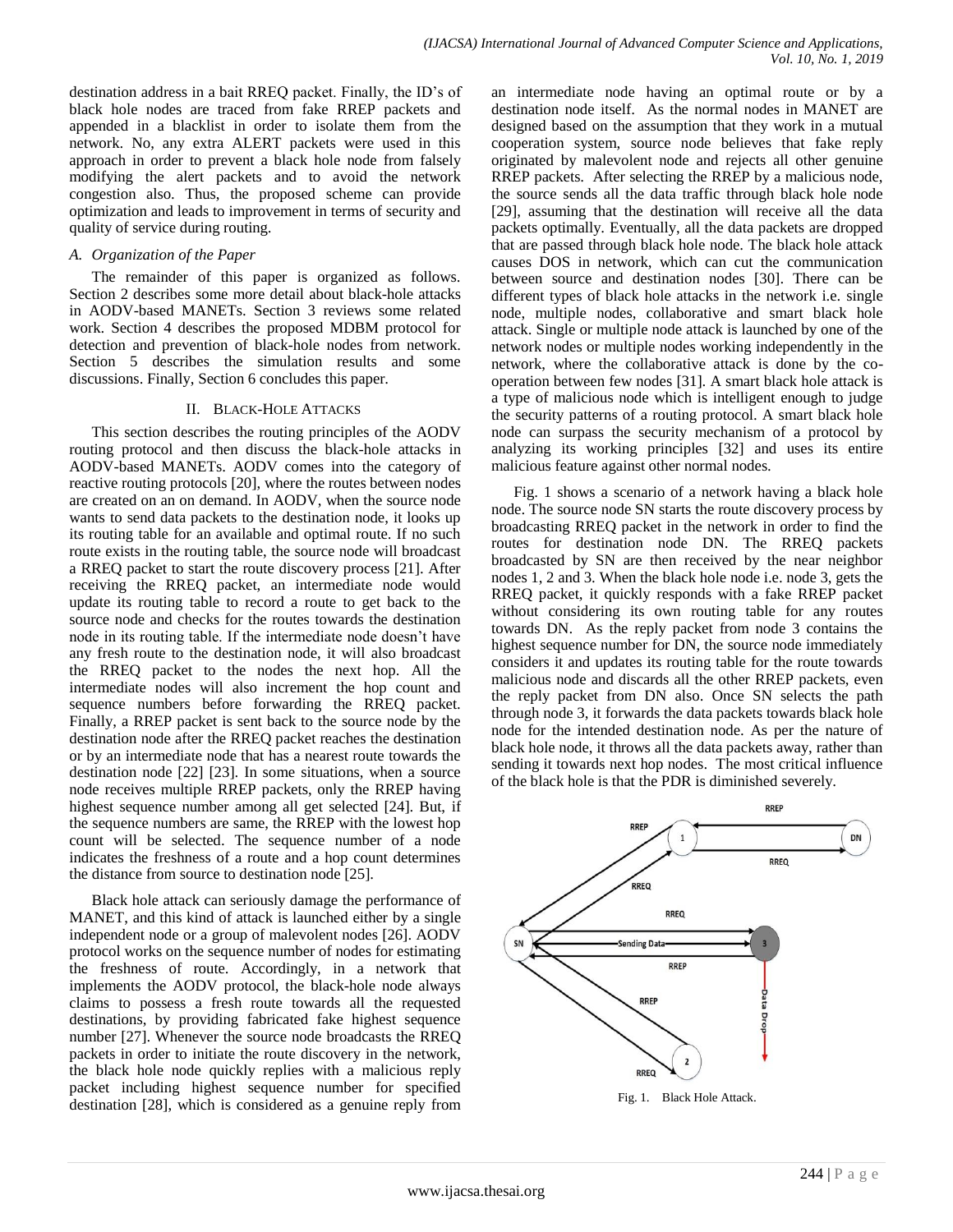destination address in a bait RREQ packet. Finally, the ID's of black hole nodes are traced from fake RREP packets and appended in a blacklist in order to isolate them from the network. No, any extra ALERT packets were used in this approach in order to prevent a black hole node from falsely modifying the alert packets and to avoid the network congestion also. Thus, the proposed scheme can provide optimization and leads to improvement in terms of security and quality of service during routing.

### *A. Organization of the Paper*

The remainder of this paper is organized as follows. Section 2 describes some more detail about black-hole attacks in AODV-based MANETs. Section 3 reviews some related work. Section 4 describes the proposed MDBM protocol for detection and prevention of black-hole nodes from network. Section 5 describes the simulation results and some discussions. Finally, Section 6 concludes this paper.

## II. BLACK-HOLE ATTACKS

This section describes the routing principles of the AODV routing protocol and then discuss the black-hole attacks in AODV-based MANETs. AODV comes into the category of reactive routing protocols [20], where the routes between nodes are created on an on demand. In AODV, when the source node wants to send data packets to the destination node, it looks up its routing table for an available and optimal route. If no such route exists in the routing table, the source node will broadcast a RREQ packet to start the route discovery process [21]. After receiving the RREQ packet, an intermediate node would update its routing table to record a route to get back to the source node and checks for the routes towards the destination node in its routing table. If the intermediate node doesn't have any fresh route to the destination node, it will also broadcast the RREQ packet to the nodes the next hop. All the intermediate nodes will also increment the hop count and sequence numbers before forwarding the RREQ packet. Finally, a RREP packet is sent back to the source node by the destination node after the RREQ packet reaches the destination or by an intermediate node that has a nearest route towards the destination node [22] [23]. In some situations, when a source node receives multiple RREP packets, only the RREP having highest sequence number among all get selected [24]. But, if the sequence numbers are same, the RREP with the lowest hop count will be selected. The sequence number of a node indicates the freshness of a route and a hop count determines the distance from source to destination node [25].

Black hole attack can seriously damage the performance of MANET, and this kind of attack is launched either by a single independent node or a group of malevolent nodes [26]. AODV protocol works on the sequence number of nodes for estimating the freshness of route. Accordingly, in a network that implements the AODV protocol, the black-hole node always claims to possess a fresh route towards all the requested destinations, by providing fabricated fake highest sequence number [27]. Whenever the source node broadcasts the RREQ packets in order to initiate the route discovery in the network, the black hole node quickly replies with a malicious reply packet including highest sequence number for specified destination [28], which is considered as a genuine reply from an intermediate node having an optimal route or by a destination node itself. As the normal nodes in MANET are designed based on the assumption that they work in a mutual cooperation system, source node believes that fake reply originated by malevolent node and rejects all other genuine RREP packets. After selecting the RREP by a malicious node, the source sends all the data traffic through black hole node [29], assuming that the destination will receive all the data packets optimally. Eventually, all the data packets are dropped that are passed through black hole node. The black hole attack causes DOS in network, which can cut the communication between source and destination nodes [30]. There can be different types of black hole attacks in the network i.e. single node, multiple nodes, collaborative and smart black hole attack. Single or multiple node attack is launched by one of the network nodes or multiple nodes working independently in the network, where the collaborative attack is done by the co-operation between few nodes [31]. A smart black hole attack is a type of malicious node which is intelligent enough to judge the security patterns of a routing protocol. A smart black hole node can surpass the security mechanism of a protocol by analyzing its working principles [32] and uses its entire malicious feature against other normal nodes.

Fig. 1 shows a scenario of a network having a black hole node. The source node SN starts the route discovery process by broadcasting RREQ packet in the network in order to find the routes for destination node DN. The RREQ packets broadcasted by SN are then received by the near neighbor nodes 1, 2 and 3. When the black hole node i.e. node 3, gets the RREQ packet, it quickly responds with a fake RREP packet without considering its own routing table for any routes towards DN. As the reply packet from node 3 contains the highest sequence number for DN, the source node immediately considers it and updates its routing table for the route towards malicious node and discards all the other RREP packets, even the reply packet from DN also. Once SN selects the path through node 3, it forwards the data packets towards black hole node for the intended destination node. As per the nature of black hole node, it throws all the data packets away, rather than sending it towards next hop nodes. The most critical influence of the black hole is that the PDR is diminished severely.

Fig. 1. Black Hole Attack.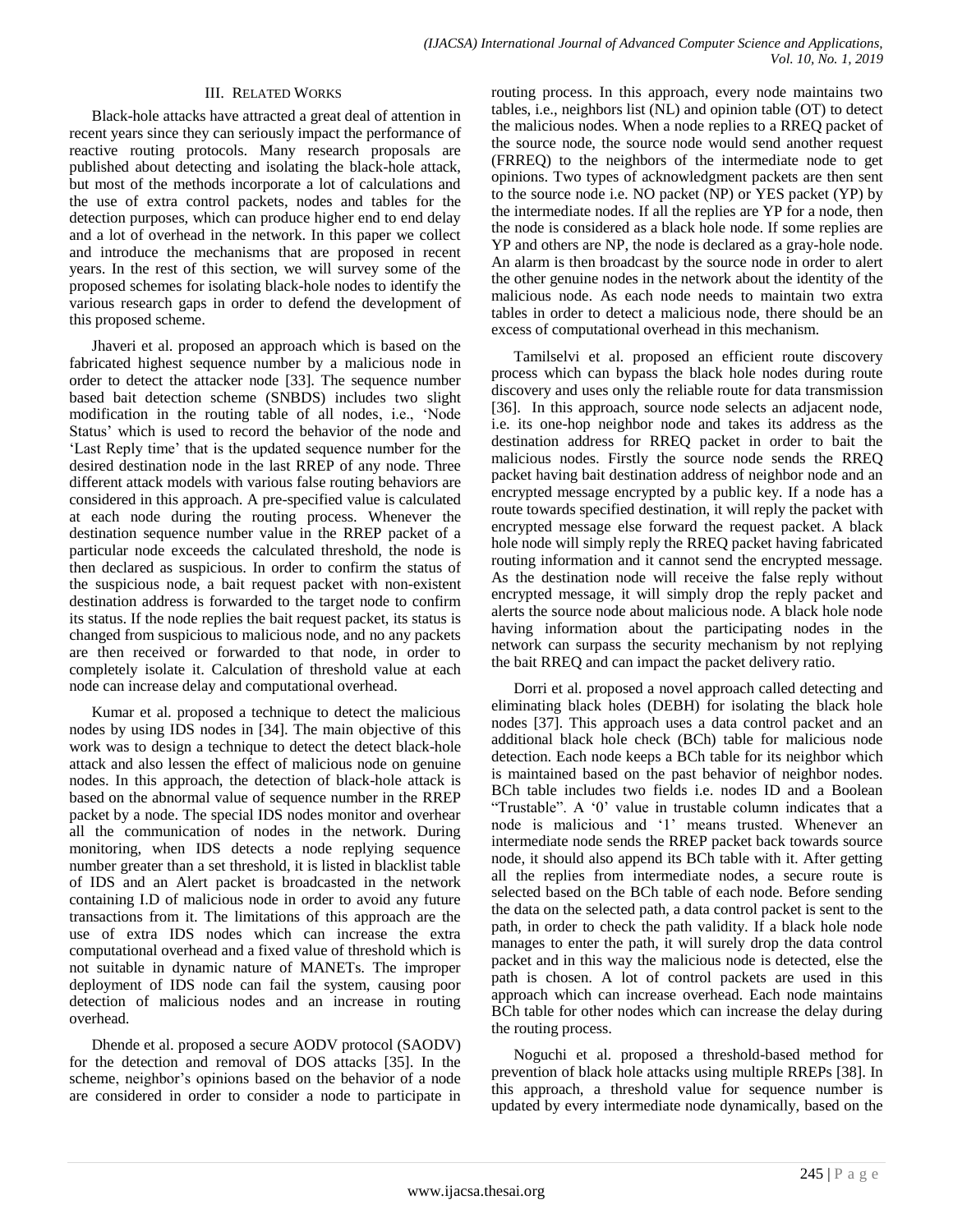## III. Related Works

Black-hole attacks have attracted a great deal of attention in recent years since they can seriously impact the performance of reactive routing protocols. Many research proposals are published about detecting and isolating the black-hole attack, but most of the methods incorporate a lot of calculations and the use of extra control packets, nodes and tables for the detection purposes, which can produce higher end to end delay and a lot of overhead in the network. In this paper we collect and introduce the mechanisms that are proposed in recent years. In the rest of this section, we will survey some of the proposed schemes for isolating black-hole nodes to identify the various research gaps in order to defend the development of this proposed scheme.

Jhaveri et al. proposed an approach which is based on the fabricated highest sequence number by a malicious node in order to detect the attacker node [33]. The sequence number based bait detection scheme (SNBDS) includes two slight modification in the routing table of all nodes, i.e., 'Node Status' which is used to record the behavior of the node and 'Last Reply time' that is the updated sequence number for the desired destination node in the last RREP of any node. Three different attack models with various false routing behaviors are considered in this approach. A pre-specified value is calculated at each node during the routing process. Whenever the destination sequence number value in the RREP packet of a particular node exceeds the calculated threshold, the node is then declared as suspicious. In order to confirm the status of the suspicious node, a bait request packet with non-existent destination address is forwarded to the target node to confirm its status. If the node replies the bait request packet, its status is changed from suspicious to malicious node, and no any packets are then received or forwarded to that node, in order to completely isolate it. Calculation of threshold value at each node can increase delay and computational overhead.

Kumar et al. proposed a technique to detect the malicious nodes by using IDS nodes in [34]. The main objective of this work was to design a technique to detect the detect black-hole attack and also lessen the effect of malicious node on genuine nodes. In this approach, the detection of black-hole attack is based on the abnormal value of sequence number in the RREP packet by a node. The special IDS nodes monitor and overhear all the communication of nodes in the network. During monitoring, when IDS detects a node replying sequence number greater than a set threshold, it is listed in blacklist table of IDS and an Alert packet is broadcasted in the network containing I.D of malicious node in order to avoid any future transactions from it. The limitations of this approach are the use of extra IDS nodes which can increase the extra computational overhead and a fixed value of threshold which is not suitable in dynamic nature of MANETs. The improper deployment of IDS node can fail the system, causing poor detection of malicious nodes and an increase in routing overhead.

Dhende et al. proposed a secure AODV protocol (SAODV) for the detection and removal of DOS attacks [35]. In the scheme, neighbor's opinions based on the behavior of a node are considered in order to consider a node to participate in routing process. In this approach, every node maintains two tables, i.e., neighbors list (NL) and opinion table (OT) to detect the malicious nodes. When a node replies to a RREQ packet of the source node, the source node would send another request (FRREQ) to the neighbors of the intermediate node to get opinions. Two types of acknowledgment packets are then sent to the source node i.e. NO packet (NP) or YES packet (YP) by the intermediate nodes. If all the replies are YP for a node, then the node is considered as a black hole node. If some replies are YP and others are NP, the node is declared as a gray-hole node. An alarm is then broadcast by the source node in order to alert the other genuine nodes in the network about the identity of the malicious node. As each node needs to maintain two extra tables in order to detect a malicious node, there should be an excess of computational overhead in this mechanism.

Tamilselvi et al. proposed an efficient route discovery process which can bypass the black hole nodes during route discovery and uses only the reliable route for data transmission [36]. In this approach, source node selects an adjacent node, i.e. its one-hop neighbor node and takes its address as the destination address for RREQ packet in order to bait the malicious nodes. Firstly the source node sends the RREQ packet having bait destination address of neighbor node and an encrypted message encrypted by a public key. If a node has a route towards specified destination, it will reply the packet with encrypted message else forward the request packet. A black hole node will simply reply the RREQ packet having fabricated routing information and it cannot send the encrypted message. As the destination node will receive the false reply without encrypted message, it will simply drop the reply packet and alerts the source node about malicious node. A black hole node having information about the participating nodes in the network can surpass the security mechanism by not replying the bait RREQ and can impact the packet delivery ratio.

Dorri et al. proposed a novel approach called detecting and eliminating black holes (DEBH) for isolating the black hole nodes [37]. This approach uses a data control packet and an additional black hole check (BCh) table for malicious node detection. Each node keeps a BCh table for its neighbor which is maintained based on the past behavior of neighbor nodes. BCh table includes two fields i.e. nodes ID and a Boolean "Trustable". A '0' value in trustable column indicates that a node is malicious and '1' means trusted. Whenever an intermediate node sends the RREP packet back towards source node, it should also append its BCh table with it. After getting all the replies from intermediate nodes, a secure route is selected based on the BCh table of each node. Before sending the data on the selected path, a data control packet is sent to the path, in order to check the path validity. If a black hole node manages to enter the path, it will surely drop the data control packet and in this way the malicious node is detected, else the path is chosen. A lot of control packets are used in this approach which can increase overhead. Each node maintains BCh table for other nodes which can increase the delay during the routing process.

Noguchi et al. proposed a threshold-based method for prevention of black hole attacks using multiple RREPs [38]. In this approach, a threshold value for sequence number is updated by every intermediate node dynamically, based on the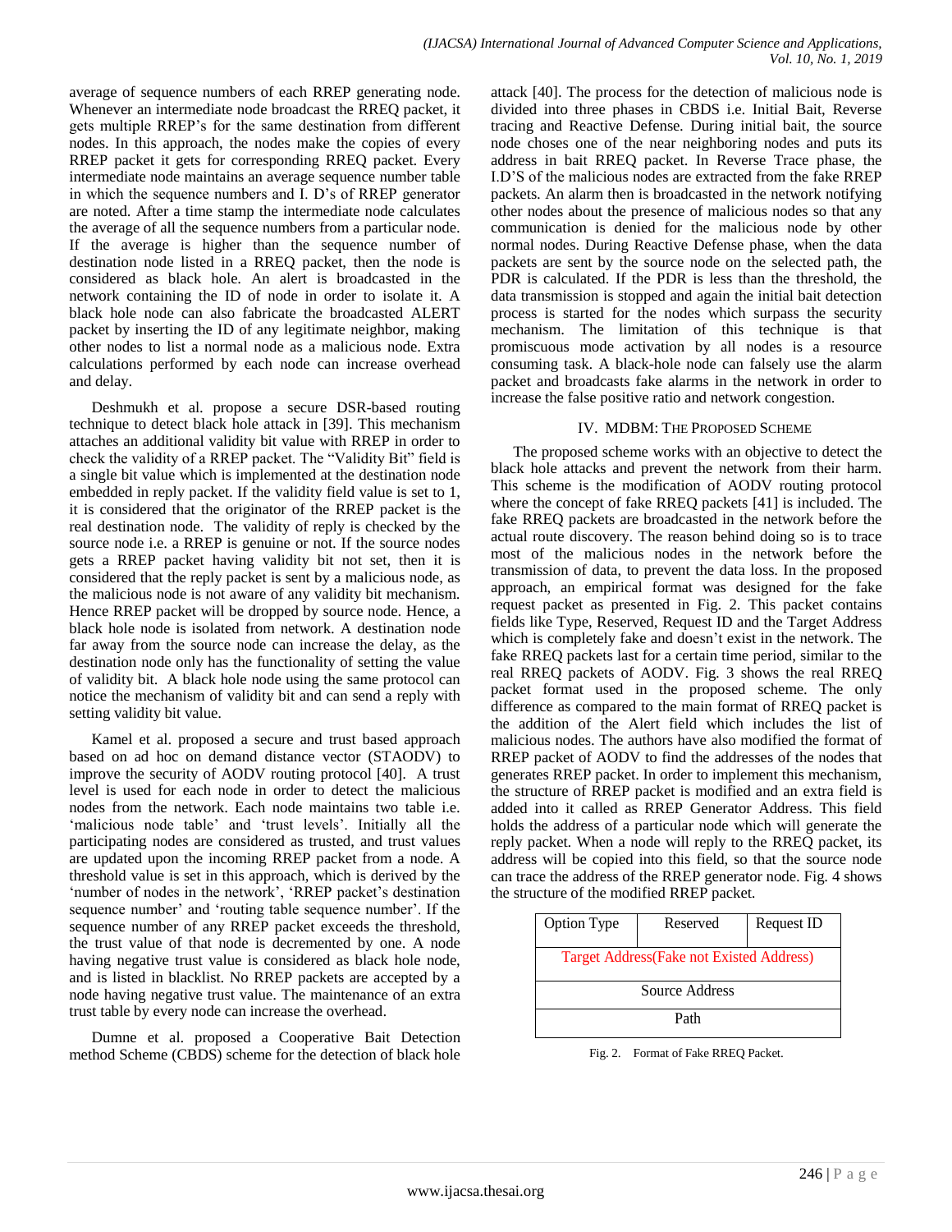average of sequence numbers of each RREP generating node. Whenever an intermediate node broadcast the RREQ packet, it gets multiple RREP's for the same destination from different nodes. In this approach, the nodes make the copies of every RREP packet it gets for corresponding RREQ packet. Every intermediate node maintains an average sequence number table in which the sequence numbers and I. D's of RREP generator are noted. After a time stamp the intermediate node calculates the average of all the sequence numbers from a particular node. If the average is higher than the sequence number of destination node listed in a RREQ packet, then the node is considered as black hole. An alert is broadcasted in the network containing the ID of node in order to isolate it. A black hole node can also fabricate the broadcasted ALERT packet by inserting the ID of any legitimate neighbor, making other nodes to list a normal node as a malicious node. Extra calculations performed by each node can increase overhead and delay.

Deshmukh et al. propose a secure DSR-based routing technique to detect black hole attack in [39]. This mechanism attaches an additional validity bit value with RREP in order to check the validity of a RREP packet. The "Validity Bit" field is a single bit value which is implemented at the destination node embedded in reply packet. If the validity field value is set to 1, it is considered that the originator of the RREP packet is the real destination node. The validity of reply is checked by the source node i.e. a RREP is genuine or not. If the source nodes gets a RREP packet having validity bit not set, then it is considered that the reply packet is sent by a malicious node, as the malicious node is not aware of any validity bit mechanism. Hence RREP packet will be dropped by source node. Hence, a black hole node is isolated from network. A destination node far away from the source node can increase the delay, as the destination node only has the functionality of setting the value of validity bit. A black hole node using the same protocol can notice the mechanism of validity bit and can send a reply with setting validity bit value.

Kamel et al. proposed a secure and trust based approach based on ad hoc on demand distance vector (STAODV) to improve the security of AODV routing protocol [40]. A trust level is used for each node in order to detect the malicious nodes from the network. Each node maintains two table i.e. 'malicious node table' and 'trust levels'. Initially all the participating nodes are considered as trusted, and trust values are updated upon the incoming RREP packet from a node. A threshold value is set in this approach, which is derived by the 'number of nodes in the network', 'RREP packet's destination sequence number' and 'routing table sequence number'. If the sequence number of any RREP packet exceeds the threshold, the trust value of that node is decremented by one. A node having negative trust value is considered as black hole node, and is listed in blacklist. No RREP packets are accepted by a node having negative trust value. The maintenance of an extra trust table by every node can increase the overhead.

Dumne et al. proposed a Cooperative Bait Detection method Scheme (CBDS) scheme for the detection of black hole attack [40]. The process for the detection of malicious node is divided into three phases in CBDS i.e. Initial Bait, Reverse tracing and Reactive Defense. During initial bait, the source node choses one of the near neighboring nodes and puts its address in bait RREQ packet. In Reverse Trace phase, the I.D'S of the malicious nodes are extracted from the fake RREP packets. An alarm then is broadcasted in the network notifying other nodes about the presence of malicious nodes so that any communication is denied for the malicious node by other normal nodes. During Reactive Defense phase, when the data packets are sent by the source node on the selected path, the PDR is calculated. If the PDR is less than the threshold, the data transmission is stopped and again the initial bait detection process is started for the nodes which surpass the security mechanism. The limitation of this technique is that promiscuous mode activation by all nodes is a resource consuming task. A black-hole node can falsely use the alarm packet and broadcasts fake alarms in the network in order to increase the false positive ratio and network congestion.

## IV. MDBM: The Proposed Scheme

The proposed scheme works with an objective to detect the black hole attacks and prevent the network from their harm. This scheme is the modification of AODV routing protocol where the concept of fake RREQ packets [41] is included. The fake RREQ packets are broadcasted in the network before the actual route discovery. The reason behind doing so is to trace most of the malicious nodes in the network before the transmission of data, to prevent the data loss. In the proposed approach, an empirical format was designed for the fake request packet as presented in Fig. 2. This packet contains fields like Type, Reserved, Request ID and the Target Address which is completely fake and doesn't exist in the network. The fake RREQ packets last for a certain time period, similar to the real RREQ packets of AODV. Fig. 3 shows the real RREQ packet format used in the proposed scheme. The only difference as compared to the main format of RREQ packet is the addition of the Alert field which includes the list of malicious nodes. The authors have also modified the format of RREP packet of AODV to find the addresses of the nodes that generates RREP packet. In order to implement this mechanism, the structure of RREP packet is modified and an extra field is added into it called as RREP Generator Address. This field holds the address of a particular node which will generate the reply packet. When a node will reply to the RREQ packet, its address will be copied into this field, so that the source node can trace the address of the RREP generator node. Fig. 4 shows the structure of the modified RREP packet.

| Option Type | Reserved | Request ID |
|---|---|---|
| Target Address(Fake not Existed Address) | | |
| Source Address | | |
| Path | | |

Fig. 2. Format of Fake RREQ Packet.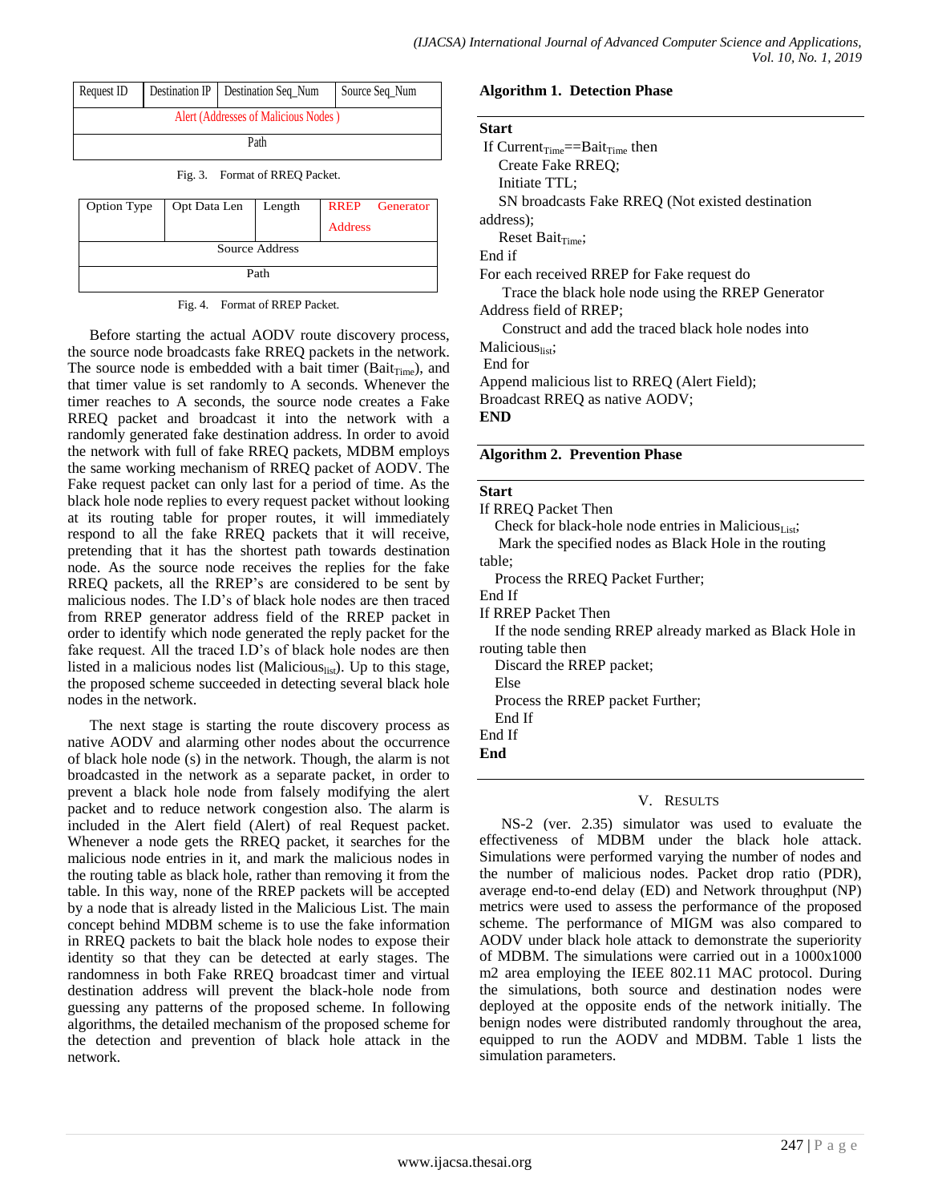| Request ID | Destination IP | Destination Seq_Num | Source Seq_Num |
|---|---|---|---|
| Alert (Addresses of Malicious Nodes ) | | | |
| Path | | | |

Fig. 3. Format of RREQ Packet.

| Option Type | Opt Data Len | Length | RREP Generator Address |
|---|---|---|---|
| Source Address | | | |
| Path | | | |

Fig. 4. Format of RREP Packet.

Before starting the actual AODV route discovery process, the source node broadcasts fake RREQ packets in the network. The source node is embedded with a bait timer ($Bait_{Time}$), and that timer value is set randomly to A seconds. Whenever the timer reaches to A seconds, the source node creates a Fake RREQ packet and broadcast it into the network with a randomly generated fake destination address. In order to avoid the network with full of fake RREQ packets, MDBM employs the same working mechanism of RREQ packet of AODV. The Fake request packet can only last for a period of time. As the black hole node replies to every request packet without looking at its routing table for proper routes, it will immediately respond to all the fake RREQ packets that it will receive, pretending that it has the shortest path towards destination node. As the source node receives the replies for the fake RREQ packets, all the RREP's are considered to be sent by malicious nodes. The I.D's of black hole nodes are then traced from RREP generator address field of the RREP packet in order to identify which node generated the reply packet for the fake request. All the traced I.D's of black hole nodes are then listed in a malicious nodes list ($Malicious_{list}$). Up to this stage, the proposed scheme succeeded in detecting several black hole nodes in the network.

The next stage is starting the route discovery process as native AODV and alarming other nodes about the occurrence of black hole node (s) in the network. Though, the alarm is not broadcasted in the network as a separate packet, in order to prevent a black hole node from falsely modifying the alert packet and to reduce network congestion also. The alarm is included in the Alert field (Alert) of real Request packet. Whenever a node gets the RREQ packet, it searches for the malicious node entries in it, and mark the malicious nodes in the routing table as black hole, rather than removing it from the table. In this way, none of the RREP packets will be accepted by a node that is already listed in the Malicious List. The main concept behind MDBM scheme is to use the fake information in RREQ packets to bait the black hole nodes to expose their identity so that they can be detected at early stages. The randomness in both Fake RREQ broadcast timer and virtual destination address will prevent the black-hole node from guessing any patterns of the proposed scheme. In following algorithms, the detailed mechanism of the proposed scheme for the detection and prevention of black hole attack in the network.

**Algorithm 1. Detection Phase**

**Start**
If $Current_{Time}$==$Bait_{Time}$ then
    Create Fake RREQ;
    Initiate TTL;
    SN broadcasts Fake RREQ (Not existed destination address);
    Reset $Bait_{Time}$;
End if
For each received RREP for Fake request do
    Trace the black hole node using the RREP Generator Address field of RREP;
    Construct and add the traced black hole nodes into $Malicious_{list}$;
End for
Append malicious list to RREQ (Alert Field);
Broadcast RREQ as native AODV;
**END**

**Algorithm 2. Prevention Phase**

**Start**
If RREQ Packet Then
    Check for black-hole node entries in $Malicious_{List}$;
    Mark the specified nodes as Black Hole in the routing table;
    Process the RREQ Packet Further;
End If
If RREP Packet Then
    If the node sending RREP already marked as Black Hole in routing table then
    Discard the RREP packet;
    Else
    Process the RREP packet Further;
    End If
End If
**End**

## V. Results

NS-2 (ver. 2.35) simulator was used to evaluate the effectiveness of MDBM under the black hole attack. Simulations were performed varying the number of nodes and the number of malicious nodes. Packet drop ratio (PDR), average end-to-end delay (ED) and Network throughput (NP) metrics were used to assess the performance of the proposed scheme. The performance of MIGM was also compared to AODV under black hole attack to demonstrate the superiority of MDBM. The simulations were carried out in a 1000x1000 m2 area employing the IEEE 802.11 MAC protocol. During the simulations, both source and destination nodes were deployed at the opposite ends of the network initially. The benign nodes were distributed randomly throughout the area, equipped to run the AODV and MDBM. Table 1 lists the simulation parameters.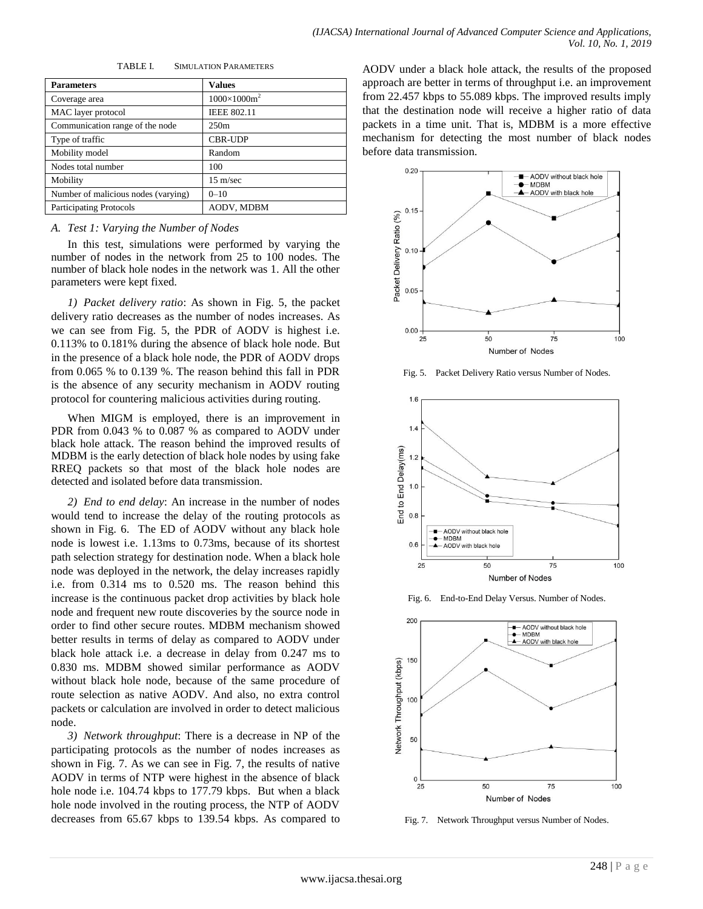TABLE I. SIMULATION PARAMETERS

| Parameters | Values |
|---|---|
| Coverage area | $1000\times1000m^2$ |
| MAC layer protocol | IEEE 802.11 |
| Communication range of the node | 250m |
| Type of traffic | CBR-UDP |
| Mobility model | Random |
| Nodes total number | 100 |
| Mobility | 15 m/sec |
| Number of malicious nodes (varying) | 0–10 |
| Participating Protocols | AODV, MDBM |

### *A. Test 1: Varying the Number of Nodes*

In this test, simulations were performed by varying the number of nodes in the network from 25 to 100 nodes. The number of black hole nodes in the network was 1. All the other parameters were kept fixed.

*1) Packet delivery ratio*: As shown in Fig. 5, the packet delivery ratio decreases as the number of nodes increases. As we can see from Fig. 5, the PDR of AODV is highest i.e. 0.113% to 0.181% during the absence of black hole node. But in the presence of a black hole node, the PDR of AODV drops from 0.065 % to 0.139 %. The reason behind this fall in PDR is the absence of any security mechanism in AODV routing protocol for countering malicious activities during routing.

When MIGM is employed, there is an improvement in PDR from 0.043 % to 0.087 % as compared to AODV under black hole attack. The reason behind the improved results of MDBM is the early detection of black hole nodes by using fake RREQ packets so that most of the black hole nodes are detected and isolated before data transmission.

*2) End to end delay*: An increase in the number of nodes would tend to increase the delay of the routing protocols as shown in Fig. 6. The ED of AODV without any black hole node is lowest i.e. 1.13ms to 0.73ms, because of its shortest path selection strategy for destination node. When a black hole node was deployed in the network, the delay increases rapidly i.e. from 0.314 ms to 0.520 ms. The reason behind this increase is the continuous packet drop activities by black hole node and frequent new route discoveries by the source node in order to find other secure routes. MDBM mechanism showed better results in terms of delay as compared to AODV under black hole attack i.e. a decrease in delay from 0.247 ms to 0.830 ms. MDBM showed similar performance as AODV without black hole node, because of the same procedure of route selection as native AODV. And also, no extra control packets or calculation are involved in order to detect malicious node.

*3) Network throughput*: There is a decrease in NP of the participating protocols as the number of nodes increases as shown in Fig. 7. As we can see in Fig. 7, the results of native AODV in terms of NTP were highest in the absence of black hole node i.e. 104.74 kbps to 177.79 kbps. But when a black hole node involved in the routing process, the NTP of AODV decreases from 65.67 kbps to 139.54 kbps. As compared to AODV under a black hole attack, the results of the proposed approach are better in terms of throughput i.e. an improvement from 22.457 kbps to 55.089 kbps. The improved results imply that the destination node will receive a higher ratio of data packets in a time unit. That is, MDBM is a more effective mechanism for detecting the most number of black nodes before data transmission.

Fig. 5. Packet Delivery Ratio versus Number of Nodes.

Fig. 6. End-to-End Delay Versus. Number of Nodes.

Fig. 7. Network Throughput versus Number of Nodes.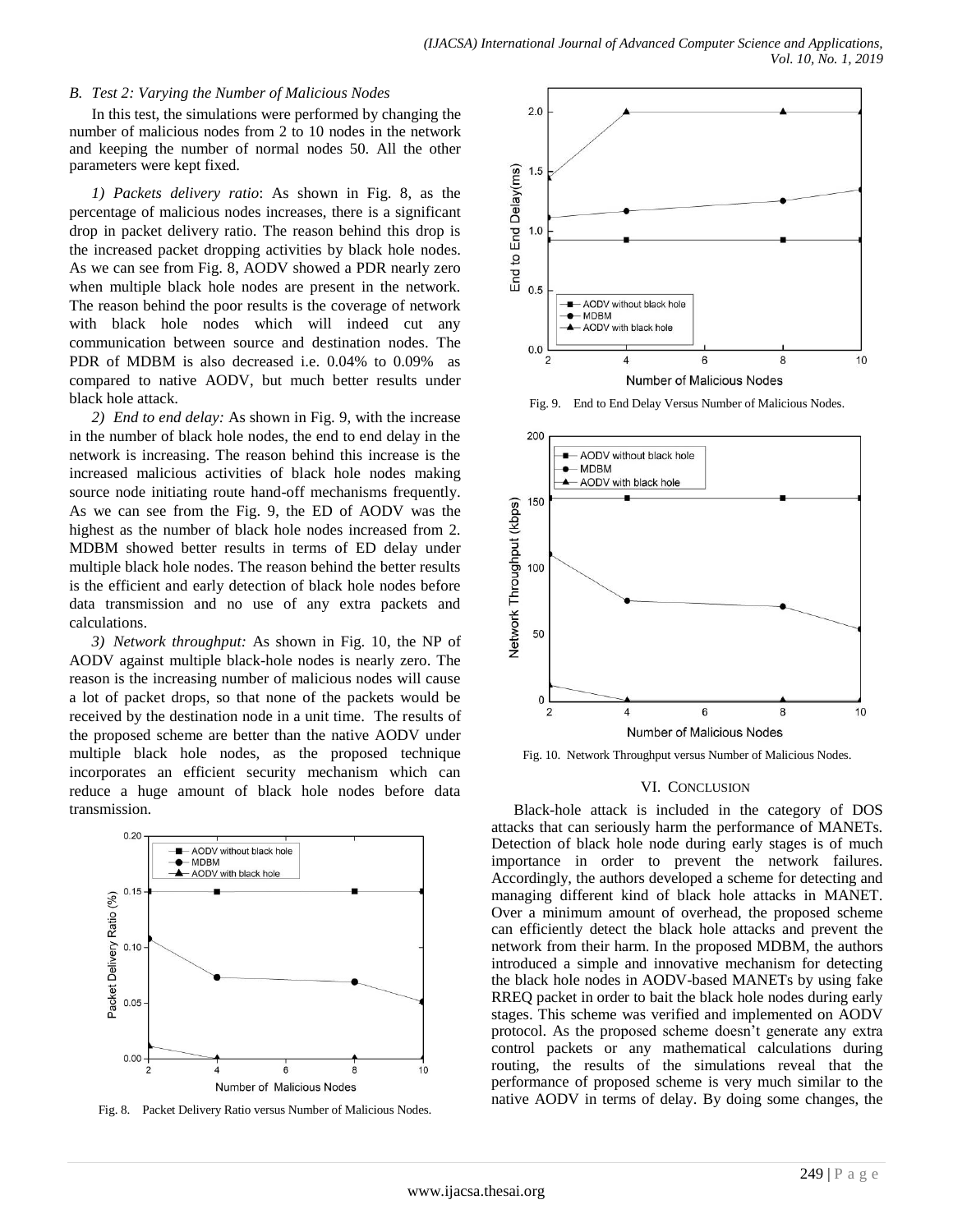### B. Test 2: Varying the Number of Malicious Nodes

In this test, the simulations were performed by changing the number of malicious nodes from 2 to 10 nodes in the network and keeping the number of normal nodes 50. All the other parameters were kept fixed.

*1) Packets delivery ratio*: As shown in Fig. 8, as the percentage of malicious nodes increases, there is a significant drop in packet delivery ratio. The reason behind this drop is the increased packet dropping activities by black hole nodes. As we can see from Fig. 8, AODV showed a PDR nearly zero when multiple black hole nodes are present in the network. The reason behind the poor results is the coverage of network with black hole nodes which will indeed cut any communication between source and destination nodes. The PDR of MDBM is also decreased i.e. 0.04% to 0.09% as compared to native AODV, but much better results under black hole attack.

*2) End to end delay:* As shown in Fig. 9, with the increase in the number of black hole nodes, the end to end delay in the network is increasing. The reason behind this increase is the increased malicious activities of black hole nodes making source node initiating route hand-off mechanisms frequently. As we can see from the Fig. 9, the ED of AODV was the highest as the number of black hole nodes increased from 2. MDBM showed better results in terms of ED delay under multiple black hole nodes. The reason behind the better results is the efficient and early detection of black hole nodes before data transmission and no use of any extra packets and calculations.

*3) Network throughput:* As shown in Fig. 10, the NP of AODV against multiple black-hole nodes is nearly zero. The reason is the increasing number of malicious nodes will cause a lot of packet drops, so that none of the packets would be received by the destination node in a unit time. The results of the proposed scheme are better than the native AODV under multiple black hole nodes, as the proposed technique incorporates an efficient security mechanism which can reduce a huge amount of black hole nodes before data transmission.

Fig. 8. Packet Delivery Ratio versus Number of Malicious Nodes.

Fig. 9. End to End Delay Versus Number of Malicious Nodes.

Fig. 10. Network Throughput versus Number of Malicious Nodes.

## VI. CONCLUSION

Black-hole attack is included in the category of DOS attacks that can seriously harm the performance of MANETs. Detection of black hole node during early stages is of much importance in order to prevent the network failures. Accordingly, the authors developed a scheme for detecting and managing different kind of black hole attacks in MANET. Over a minimum amount of overhead, the proposed scheme can efficiently detect the black hole attacks and prevent the network from their harm. In the proposed MDBM, the authors introduced a simple and innovative mechanism for detecting the black hole nodes in AODV-based MANETs by using fake RREQ packet in order to bait the black hole nodes during early stages. This scheme was verified and implemented on AODV protocol. As the proposed scheme doesn't generate any extra control packets or any mathematical calculations during routing, the results of the simulations reveal that the performance of proposed scheme is very much similar to the native AODV in terms of delay. By doing some changes, the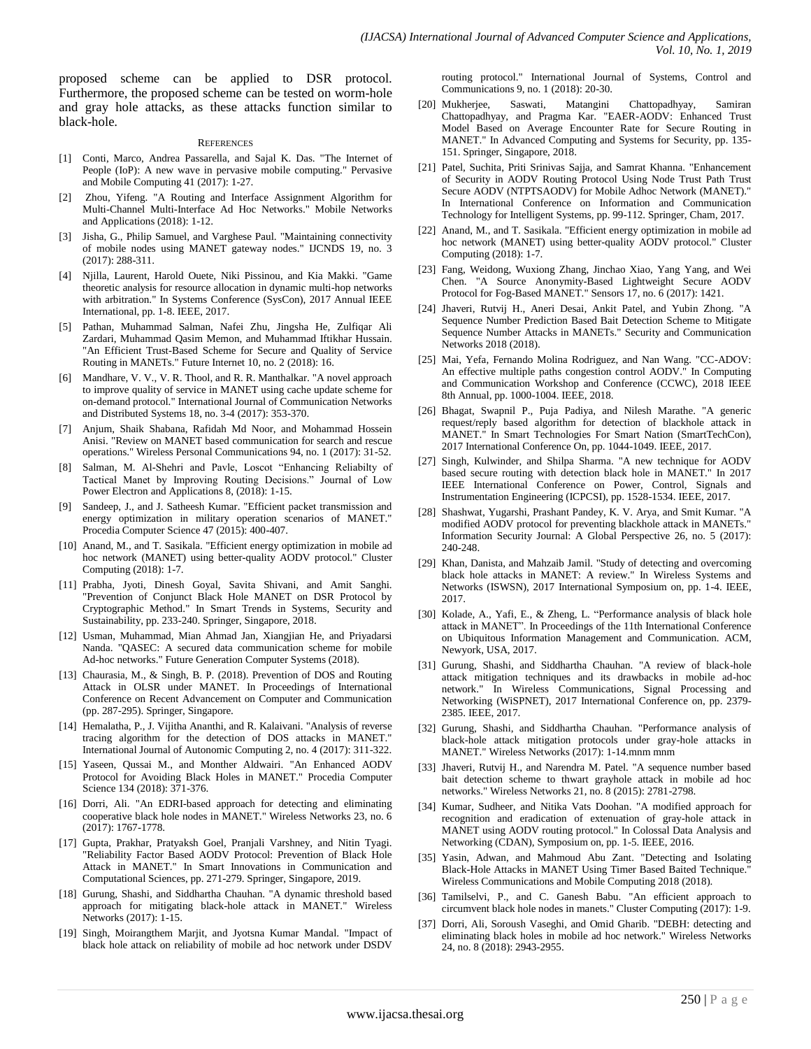proposed scheme can be applied to DSR protocol. Furthermore, the proposed scheme can be tested on worm-hole and gray hole attacks, as these attacks function similar to black-hole.

## References

[1] Conti, Marco, Andrea Passarella, and Sajal K. Das. "The Internet of People (IoP): A new wave in pervasive mobile computing." Pervasive and Mobile Computing 41 (2017): 1-27.

[2] Zhou, Yifeng. "A Routing and Interface Assignment Algorithm for Multi-Channel Multi-Interface Ad Hoc Networks." Mobile Networks and Applications (2018): 1-12.

[3] Jisha, G., Philip Samuel, and Varghese Paul. "Maintaining connectivity of mobile nodes using MANET gateway nodes." IJCNDS 19, no. 3 (2017): 288-311.

[4] Njilla, Laurent, Harold Ouete, Niki Pissinou, and Kia Makki. "Game theoretic analysis for resource allocation in dynamic multi-hop networks with arbitration." In Systems Conference (SysCon), 2017 Annual IEEE International, pp. 1-8. IEEE, 2017.

[5] Pathan, Muhammad Salman, Nafei Zhu, Jingsha He, Zulfiqar Ali Zardari, Muhammad Qasim Memon, and Muhammad Iftikhar Hussain. "An Efficient Trust-Based Scheme for Secure and Quality of Service Routing in MANETs." Future Internet 10, no. 2 (2018): 16.

[6] Mandhare, V. V., V. R. Thool, and R. R. Manthalkar. "A novel approach to improve quality of service in MANET using cache update scheme for on-demand protocol." International Journal of Communication Networks and Distributed Systems 18, no. 3-4 (2017): 353-370.

[7] Anjum, Shaik Shabana, Rafidah Md Noor, and Mohammad Hossein Anisi. "Review on MANET based communication for search and rescue operations." Wireless Personal Communications 94, no. 1 (2017): 31-52.

[8] Salman, M. Al-Shehri and Pavle, Loscot "Enhancing Reliabilty of Tactical Manet by Improving Routing Decisions." Journal of Low Power Electron and Applications 8, (2018): 1-15.

[9] Sandeep, J., and J. Satheesh Kumar. "Efficient packet transmission and energy optimization in military operation scenarios of MANET." Procedia Computer Science 47 (2015): 400-407.

[10] Anand, M., and T. Sasikala. "Efficient energy optimization in mobile ad hoc network (MANET) using better-quality AODV protocol." Cluster Computing (2018): 1-7.

[11] Prabha, Jyoti, Dinesh Goyal, Savita Shivani, and Amit Sanghi. "Prevention of Conjunct Black Hole MANET on DSR Protocol by Cryptographic Method." In Smart Trends in Systems, Security and Sustainability, pp. 233-240. Springer, Singapore, 2018.

[12] Usman, Muhammad, Mian Ahmad Jan, Xiangjian He, and Priyadarsi Nanda. "QASEC: A secured data communication scheme for mobile Ad-hoc networks." Future Generation Computer Systems (2018).

[13] Chaurasia, M., & Singh, B. P. (2018). Prevention of DOS and Routing Attack in OLSR under MANET. In Proceedings of International Conference on Recent Advancement on Computer and Communication (pp. 287-295). Springer, Singapore.

[14] Hemalatha, P., J. Vijitha Ananthi, and R. Kalaivani. "Analysis of reverse tracing algorithm for the detection of DOS attacks in MANET." International Journal of Autonomic Computing 2, no. 4 (2017): 311-322.

[15] Yaseen, Qussai M., and Monther Aldwairi. "An Enhanced AODV Protocol for Avoiding Black Holes in MANET." Procedia Computer Science 134 (2018): 371-376.

[16] Dorri, Ali. "An EDRI-based approach for detecting and eliminating cooperative black hole nodes in MANET." Wireless Networks 23, no. 6 (2017): 1767-1778.

[17] Gupta, Prakhar, Pratyaksh Goel, Pranjali Varshney, and Nitin Tyagi. "Reliability Factor Based AODV Protocol: Prevention of Black Hole Attack in MANET." In Smart Innovations in Communication and Computational Sciences, pp. 271-279. Springer, Singapore, 2019.

[18] Gurung, Shashi, and Siddhartha Chauhan. "A dynamic threshold based approach for mitigating black-hole attack in MANET." Wireless Networks (2017): 1-15.

[19] Singh, Moirangthem Marjit, and Jyotsna Kumar Mandal. "Impact of black hole attack on reliability of mobile ad hoc network under DSDV routing protocol." International Journal of Systems, Control and Communications 9, no. 1 (2018): 20-30.

[20] Mukherjee, Saswati, Matangini Chattopadhyay, Samiran Chattopadhyay, and Pragma Kar. "EAER-AODV: Enhanced Trust Model Based on Average Encounter Rate for Secure Routing in MANET." In Advanced Computing and Systems for Security, pp. 135-151. Springer, Singapore, 2018.

[21] Patel, Suchita, Priti Srinivas Sajja, and Samrat Khanna. "Enhancement of Security in AODV Routing Protocol Using Node Trust Path Trust Secure AODV (NTPTSAODV) for Mobile Adhoc Network (MANET)." In International Conference on Information and Communication Technology for Intelligent Systems, pp. 99-112. Springer, Cham, 2017.

[22] Anand, M., and T. Sasikala. "Efficient energy optimization in mobile ad hoc network (MANET) using better-quality AODV protocol." Cluster Computing (2018): 1-7.

[23] Fang, Weidong, Wuxiong Zhang, Jinchao Xiao, Yang Yang, and Wei Chen. "A Source Anonymity-Based Lightweight Secure AODV Protocol for Fog-Based MANET." Sensors 17, no. 6 (2017): 1421.

[24] Jhaveri, Rutvij H., Aneri Desai, Ankit Patel, and Yubin Zhong. "A Sequence Number Prediction Based Bait Detection Scheme to Mitigate Sequence Number Attacks in MANETs." Security and Communication Networks 2018 (2018).

[25] Mai, Yefa, Fernando Molina Rodriguez, and Nan Wang. "CC-ADOV: An effective multiple paths congestion control AODV." In Computing and Communication Workshop and Conference (CCWC), 2018 IEEE 8th Annual, pp. 1000-1004. IEEE, 2018.

[26] Bhagat, Swapnil P., Puja Padiya, and Nilesh Marathe. "A generic request/reply based algorithm for detection of blackhole attack in MANET." In Smart Technologies For Smart Nation (SmartTechCon), 2017 International Conference On, pp. 1044-1049. IEEE, 2017.

[27] Singh, Kulwinder, and Shilpa Sharma. "A new technique for AODV based secure routing with detection black hole in MANET." In 2017 IEEE International Conference on Power, Control, Signals and Instrumentation Engineering (ICPCSI), pp. 1528-1534. IEEE, 2017.

[28] Shashwat, Yugarshi, Prashant Pandey, K. V. Arya, and Smit Kumar. "A modified AODV protocol for preventing blackhole attack in MANETs." Information Security Journal: A Global Perspective 26, no. 5 (2017): 240-248.

[29] Khan, Danista, and Mahzaib Jamil. "Study of detecting and overcoming black hole attacks in MANET: A review." In Wireless Systems and Networks (ISWSN), 2017 International Symposium on, pp. 1-4. IEEE, 2017.

[30] Kolade, A., Yafi, E., & Zheng, L. "Performance analysis of black hole attack in MANET". In Proceedings of the 11th International Conference on Ubiquitous Information Management and Communication. ACM, Newyork, USA, 2017.

[31] Gurung, Shashi, and Siddhartha Chauhan. "A review of black-hole attack mitigation techniques and its drawbacks in mobile ad-hoc network." In Wireless Communications, Signal Processing and Networking (WiSPNET), 2017 International Conference on, pp. 2379-2385. IEEE, 2017.

[32] Gurung, Shashi, and Siddhartha Chauhan. "Performance analysis of black-hole attack mitigation protocols under gray-hole attacks in MANET." Wireless Networks (2017): 1-14.mnm mnm

[33] Jhaveri, Rutvij H., and Narendra M. Patel. "A sequence number based bait detection scheme to thwart grayhole attack in mobile ad hoc networks." Wireless Networks 21, no. 8 (2015): 2781-2798.

[34] Kumar, Sudheer, and Nitika Vats Doohan. "A modified approach for recognition and eradication of extenuation of gray-hole attack in MANET using AODV routing protocol." In Colossal Data Analysis and Networking (CDAN), Symposium on, pp. 1-5. IEEE, 2016.

[35] Yasin, Adwan, and Mahmoud Abu Zant. "Detecting and Isolating Black-Hole Attacks in MANET Using Timer Based Baited Technique." Wireless Communications and Mobile Computing 2018 (2018).

[36] Tamilselvi, P., and C. Ganesh Babu. "An efficient approach to circumvent black hole nodes in manets." Cluster Computing (2017): 1-9.

[37] Dorri, Ali, Soroush Vaseghi, and Omid Gharib. "DEBH: detecting and eliminating black holes in mobile ad hoc network." Wireless Networks 24, no. 8 (2018): 2943-2955.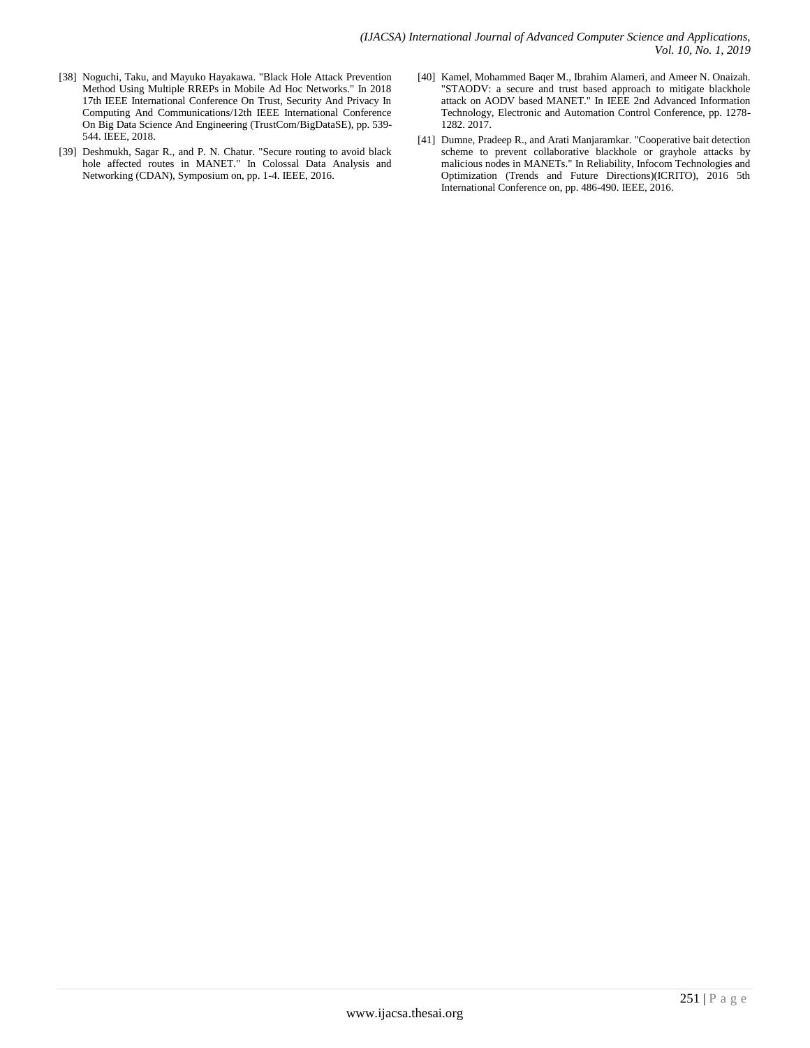[38] Noguchi, Taku, and Mayuko Hayakawa. "Black Hole Attack Prevention Method Using Multiple RREPs in Mobile Ad Hoc Networks." In 2018 17th IEEE International Conference On Trust, Security And Privacy In Computing And Communications/12th IEEE International Conference On Big Data Science And Engineering (TrustCom/BigDataSE), pp. 539-544. IEEE, 2018.

[39] Deshmukh, Sagar R., and P. N. Chatur. "Secure routing to avoid black hole affected routes in MANET." In Colossal Data Analysis and Networking (CDAN), Symposium on, pp. 1-4. IEEE, 2016.

[40] Kamel, Mohammed Baqer M., Ibrahim Alameri, and Ameer N. Onaizah. "STAODV: a secure and trust based approach to mitigate blackhole attack on AODV based MANET." In IEEE 2nd Advanced Information Technology, Electronic and Automation Control Conference, pp. 1278-1282. 2017.

[41] Dumne, Pradeep R., and Arati Manjaramkar. "Cooperative bait detection scheme to prevent collaborative blackhole or grayhole attacks by malicious nodes in MANETs." In Reliability, Infocom Technologies and Optimization (Trends and Future Directions)(ICRITO), 2016 5th International Conference on, pp. 486-490. IEEE, 2016.